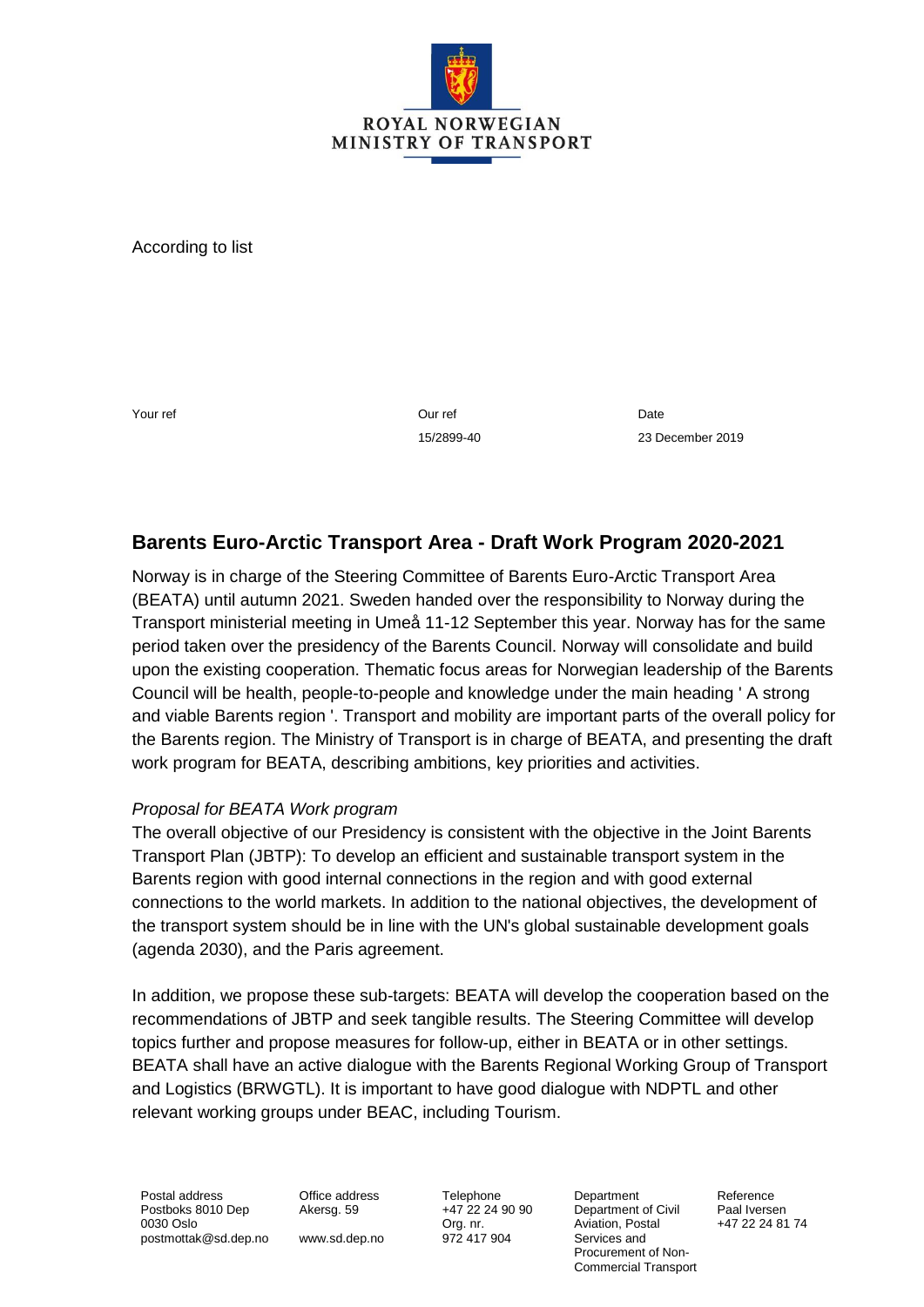ROYAL NORWEGIAN
MINISTRY OF TRANSPORT

According to list

| Your ref | Our ref | Date |
| --- | --- | --- |
| | 15/2899-40 | 23 December 2019 |

## Barents Euro-Arctic Transport Area - Draft Work Program 2020-2021

Norway is in charge of the Steering Committee of Barents Euro-Arctic Transport Area (BEATA) until autumn 2021. Sweden handed over the responsibility to Norway during the Transport ministerial meeting in Umeå 11-12 September this year. Norway has for the same period taken over the presidency of the Barents Council. Norway will consolidate and build upon the existing cooperation. Thematic focus areas for Norwegian leadership of the Barents Council will be health, people-to-people and knowledge under the main heading ' A strong and viable Barents region '. Transport and mobility are important parts of the overall policy for the Barents region. The Ministry of Transport is in charge of BEATA, and presenting the draft work program for BEATA, describing ambitions, key priorities and activities.

*Proposal for BEATA Work program*

The overall objective of our Presidency is consistent with the objective in the Joint Barents Transport Plan (JBTP): To develop an efficient and sustainable transport system in the Barents region with good internal connections in the region and with good external connections to the world markets. In addition to the national objectives, the development of the transport system should be in line with the UN's global sustainable development goals (agenda 2030), and the Paris agreement.

In addition, we propose these sub-targets: BEATA will develop the cooperation based on the recommendations of JBTP and seek tangible results. The Steering Committee will develop topics further and propose measures for follow-up, either in BEATA or in other settings. BEATA shall have an active dialogue with the Barents Regional Working Group of Transport and Logistics (BRWGTL). It is important to have good dialogue with NDPTL and other relevant working groups under BEAC, including Tourism.

| Postal address | Office address | Telephone | Department | Reference |
| --- | --- | --- | --- | --- |
| Postboks 8010 Dep<br>0030 Oslo<br>postmottak@sd.dep.no | Akersg. 59<br><br>www.sd.dep.no | +47 22 24 90 90<br>Org. nr.<br>972 417 904 | Department of Civil Aviation, Postal Services and Procurement of Non-Commercial Transport | Paal Iversen<br>+47 22 24 81 74 |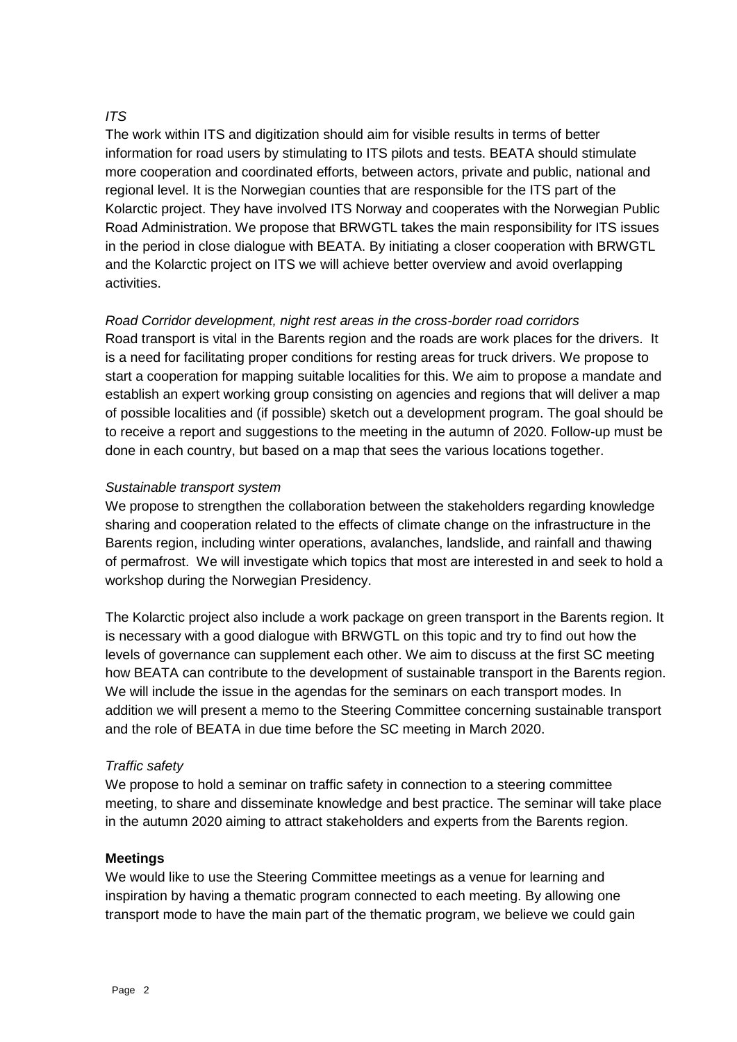*ITS*

The work within ITS and digitization should aim for visible results in terms of better information for road users by stimulating to ITS pilots and tests. BEATA should stimulate more cooperation and coordinated efforts, between actors, private and public, national and regional level. It is the Norwegian counties that are responsible for the ITS part of the Kolarctic project. They have involved ITS Norway and cooperates with the Norwegian Public Road Administration. We propose that BRWGTL takes the main responsibility for ITS issues in the period in close dialogue with BEATA. By initiating a closer cooperation with BRWGTL and the Kolarctic project on ITS we will achieve better overview and avoid overlapping activities.

*Road Corridor development, night rest areas in the cross-border road corridors*

Road transport is vital in the Barents region and the roads are work places for the drivers. It is a need for facilitating proper conditions for resting areas for truck drivers. We propose to start a cooperation for mapping suitable localities for this. We aim to propose a mandate and establish an expert working group consisting on agencies and regions that will deliver a map of possible localities and (if possible) sketch out a development program. The goal should be to receive a report and suggestions to the meeting in the autumn of 2020. Follow-up must be done in each country, but based on a map that sees the various locations together.

*Sustainable transport system*

We propose to strengthen the collaboration between the stakeholders regarding knowledge sharing and cooperation related to the effects of climate change on the infrastructure in the Barents region, including winter operations, avalanches, landslide, and rainfall and thawing of permafrost. We will investigate which topics that most are interested in and seek to hold a workshop during the Norwegian Presidency.

The Kolarctic project also include a work package on green transport in the Barents region. It is necessary with a good dialogue with BRWGTL on this topic and try to find out how the levels of governance can supplement each other. We aim to discuss at the first SC meeting how BEATA can contribute to the development of sustainable transport in the Barents region. We will include the issue in the agendas for the seminars on each transport modes. In addition we will present a memo to the Steering Committee concerning sustainable transport and the role of BEATA in due time before the SC meeting in March 2020.

*Traffic safety*

We propose to hold a seminar on traffic safety in connection to a steering committee meeting, to share and disseminate knowledge and best practice. The seminar will take place in the autumn 2020 aiming to attract stakeholders and experts from the Barents region.

**Meetings**

We would like to use the Steering Committee meetings as a venue for learning and inspiration by having a thematic program connected to each meeting. By allowing one transport mode to have the main part of the thematic program, we believe we could gain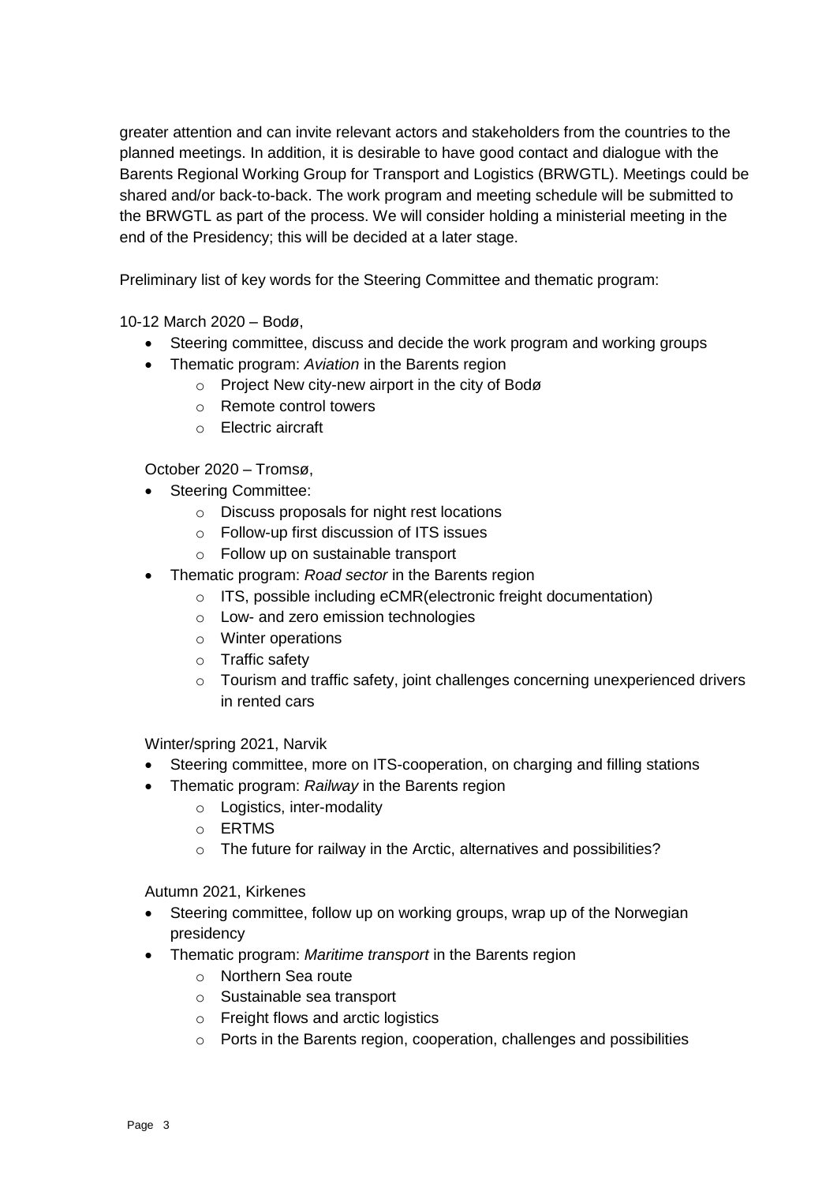greater attention and can invite relevant actors and stakeholders from the countries to the planned meetings. In addition, it is desirable to have good contact and dialogue with the Barents Regional Working Group for Transport and Logistics (BRWGTL). Meetings could be shared and/or back-to-back. The work program and meeting schedule will be submitted to the BRWGTL as part of the process. We will consider holding a ministerial meeting in the end of the Presidency; this will be decided at a later stage.

Preliminary list of key words for the Steering Committee and thematic program:

10-12 March 2020 – Bodø,

- Steering committee, discuss and decide the work program and working groups
- Thematic program: *Aviation* in the Barents region
  - Project New city-new airport in the city of Bodø
  - Remote control towers
  - Electric aircraft

October 2020 – Tromsø,

- Steering Committee:
  - Discuss proposals for night rest locations
  - Follow-up first discussion of ITS issues
  - Follow up on sustainable transport
- Thematic program: *Road sector* in the Barents region
  - ITS, possible including eCMR(electronic freight documentation)
  - Low- and zero emission technologies
  - Winter operations
  - Traffic safety
  - Tourism and traffic safety, joint challenges concerning unexperienced drivers in rented cars

Winter/spring 2021, Narvik

- Steering committee, more on ITS-cooperation, on charging and filling stations
- Thematic program: *Railway* in the Barents region
  - Logistics, inter-modality
  - ERTMS
  - The future for railway in the Arctic, alternatives and possibilities?

Autumn 2021, Kirkenes

- Steering committee, follow up on working groups, wrap up of the Norwegian presidency
- Thematic program: *Maritime transport* in the Barents region
  - Northern Sea route
  - Sustainable sea transport
  - Freight flows and arctic logistics
  - Ports in the Barents region, cooperation, challenges and possibilities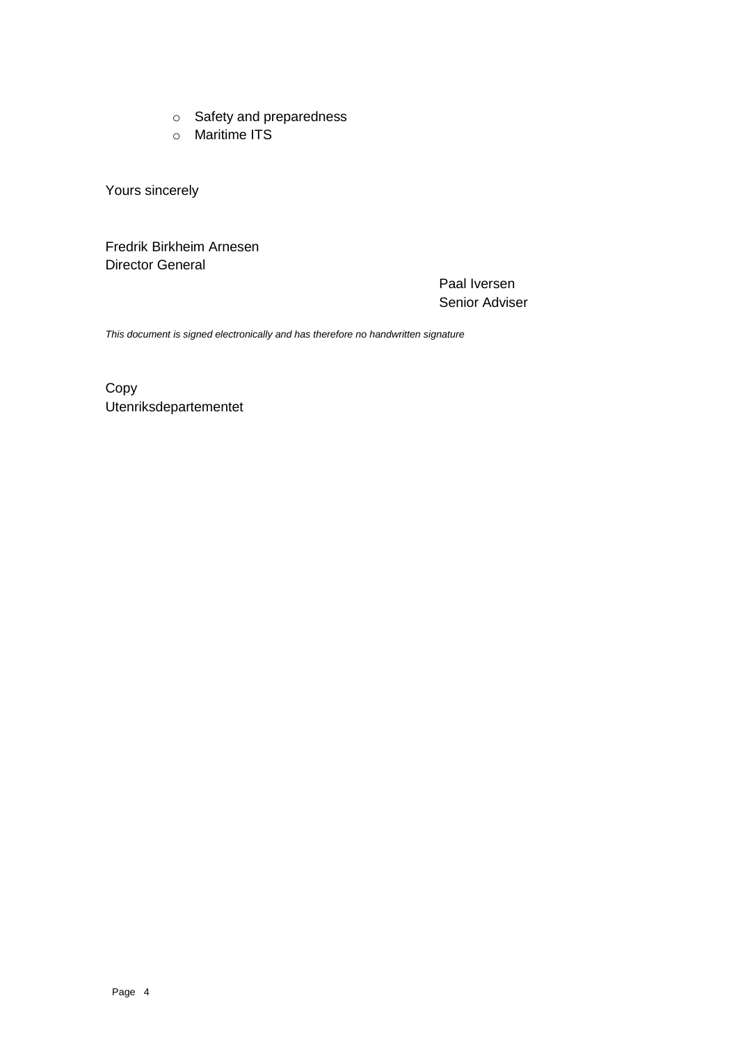- Safety and preparedness
- Maritime ITS

Yours sincerely

Fredrik Birkheim Arnesen
Director General

Paal Iversen
Senior Adviser

*This document is signed electronically and has therefore no handwritten signature*

Copy
Utenriksdepartementet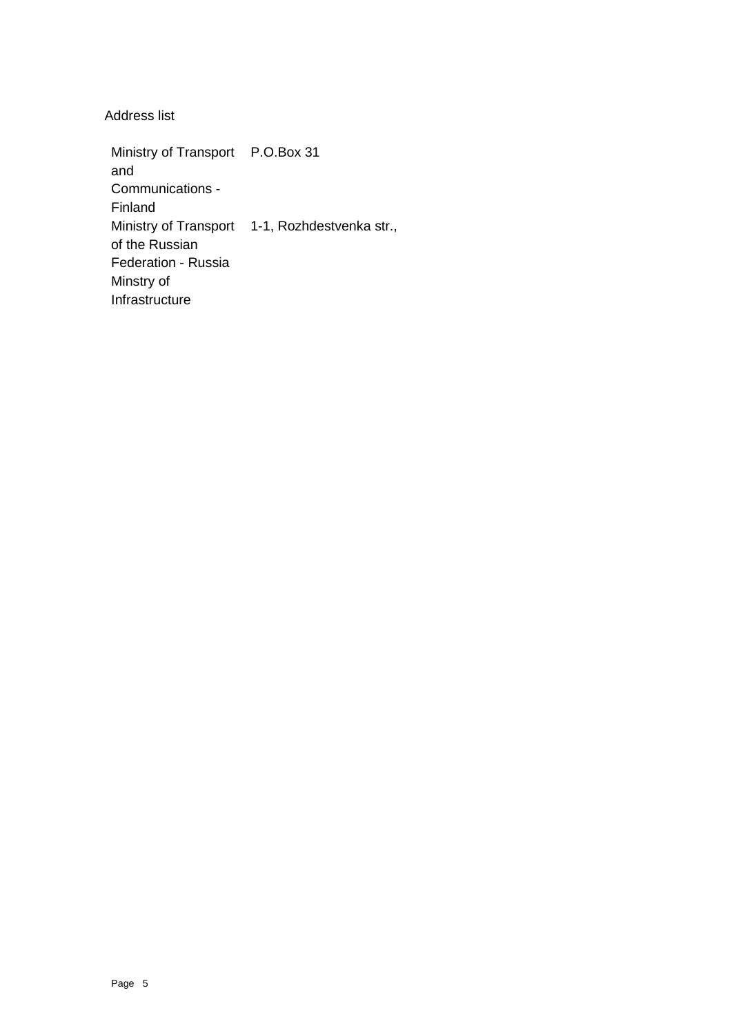Address list

| | |
|---|---|
| Ministry of Transport and Communications - Finland | P.O.Box 31 |
| Ministry of Transport of the Russian Federation - Russia | 1-1, Rozhdestvenka str., |
| Minstry of Infrastructure | |